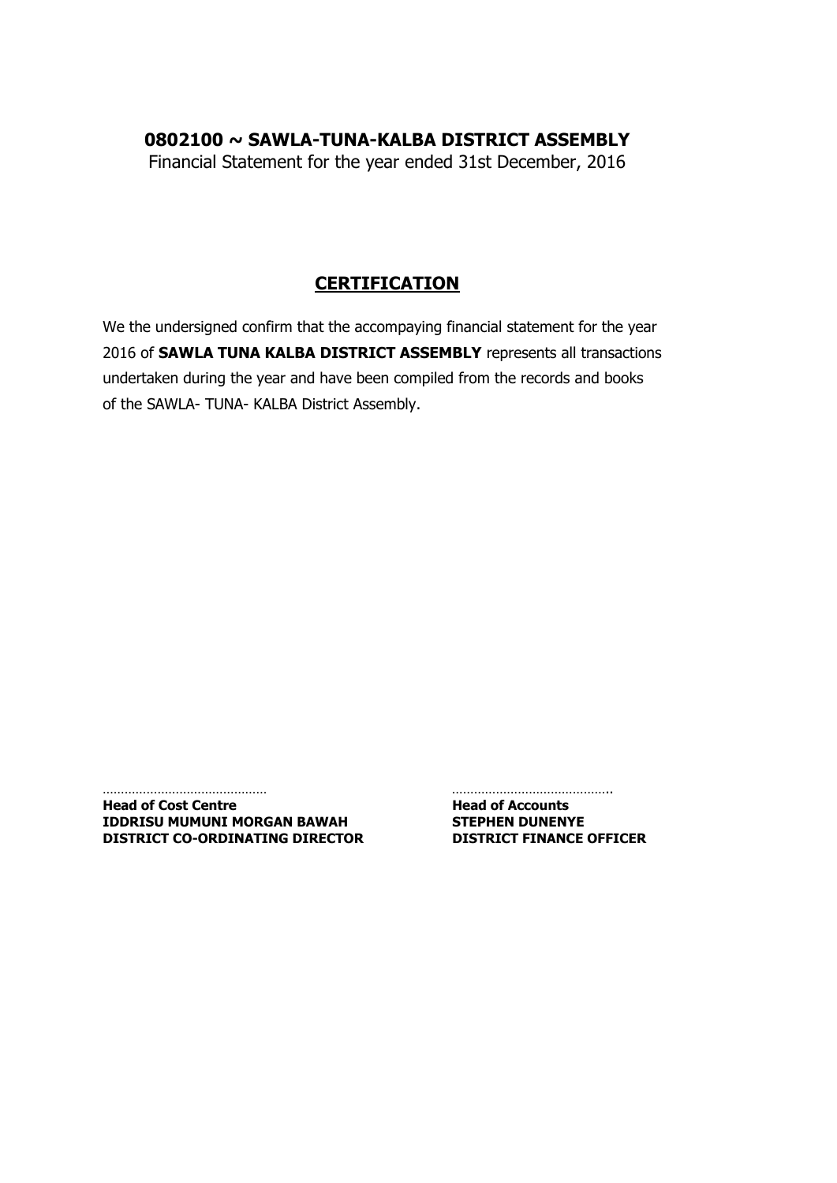# 0802100 ~ SAWLA-TUNA-KALBA DISTRICT ASSEMBLY

Financial Statement for the year ended 31st December, 2016

## CERTIFICATION

We the undersigned confirm that the accompaying financial statement for the year 2016 of **SAWLA TUNA KALBA DISTRICT ASSEMBLY** represents all transactions undertaken during the year and have been compiled from the records and books of the SAWLA- TUNA- KALBA District Assembly.

| ……………………………………… | …………………………………….. |
|---|---|
| **Head of Cost Centre** | **Head of Accounts** |
| **IDDRISU MUMUNI MORGAN BAWAH** | **STEPHEN DUNENYE** |
| **DISTRICT CO-ORDINATING DIRECTOR** | **DISTRICT FINANCE OFFICER** |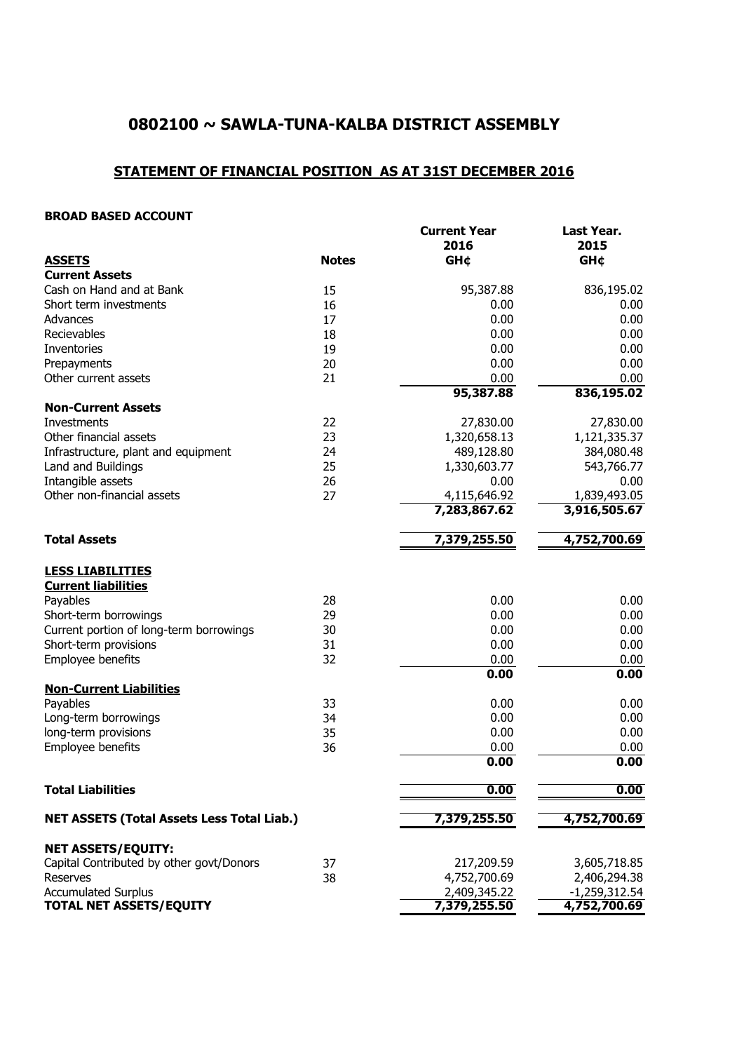# 0802100 ~ SAWLA-TUNA-KALBA DISTRICT ASSEMBLY

## STATEMENT OF FINANCIAL POSITION AS AT 31ST DECEMBER 2016

**BROAD BASED ACCOUNT**

| **ASSETS** | **Notes** | **Current Year 2016 GH¢** | **Last Year. 2015 GH¢** |
|---|---|---|---|
| **Current Assets** | | | |
| Cash on Hand and at Bank | 15 | 95,387.88 | 836,195.02 |
| Short term investments | 16 | 0.00 | 0.00 |
| Advances | 17 | 0.00 | 0.00 |
| Recievables | 18 | 0.00 | 0.00 |
| Inventories | 19 | 0.00 | 0.00 |
| Prepayments | 20 | 0.00 | 0.00 |
| Other current assets | 21 | 0.00 | 0.00 |
| | | **95,387.88** | **836,195.02** |
| **Non-Current Assets** | | | |
| Investments | 22 | 27,830.00 | 27,830.00 |
| Other financial assets | 23 | 1,320,658.13 | 1,121,335.37 |
| Infrastructure, plant and equipment | 24 | 489,128.80 | 384,080.48 |
| Land and Buildings | 25 | 1,330,603.77 | 543,766.77 |
| Intangible assets | 26 | 0.00 | 0.00 |
| Other non-financial assets | 27 | 4,115,646.92 | 1,839,493.05 |
| | | **7,283,867.62** | **3,916,505.67** |
| **Total Assets** | | **7,379,255.50** | **4,752,700.69** |
| **LESS LIABILITIES** | | | |
| **Current liabilities** | | | |
| Payables | 28 | 0.00 | 0.00 |
| Short-term borrowings | 29 | 0.00 | 0.00 |
| Current portion of long-term borrowings | 30 | 0.00 | 0.00 |
| Short-term provisions | 31 | 0.00 | 0.00 |
| Employee benefits | 32 | 0.00 | 0.00 |
| | | **0.00** | **0.00** |
| **Non-Current Liabilities** | | | |
| Payables | 33 | 0.00 | 0.00 |
| Long-term borrowings | 34 | 0.00 | 0.00 |
| long-term provisions | 35 | 0.00 | 0.00 |
| Employee benefits | 36 | 0.00 | 0.00 |
| | | **0.00** | **0.00** |
| **Total Liabilities** | | **0.00** | **0.00** |
| **NET ASSETS (Total Assets Less Total Liab.)** | | **7,379,255.50** | **4,752,700.69** |
| **NET ASSETS/EQUITY:** | | | |
| Capital Contributed by other govt/Donors | 37 | 217,209.59 | 3,605,718.85 |
| Reserves | 38 | 4,752,700.69 | 2,406,294.38 |
| Accumulated Surplus | | 2,409,345.22 | -1,259,312.54 |
| **TOTAL NET ASSETS/EQUITY** | | **7,379,255.50** | **4,752,700.69** |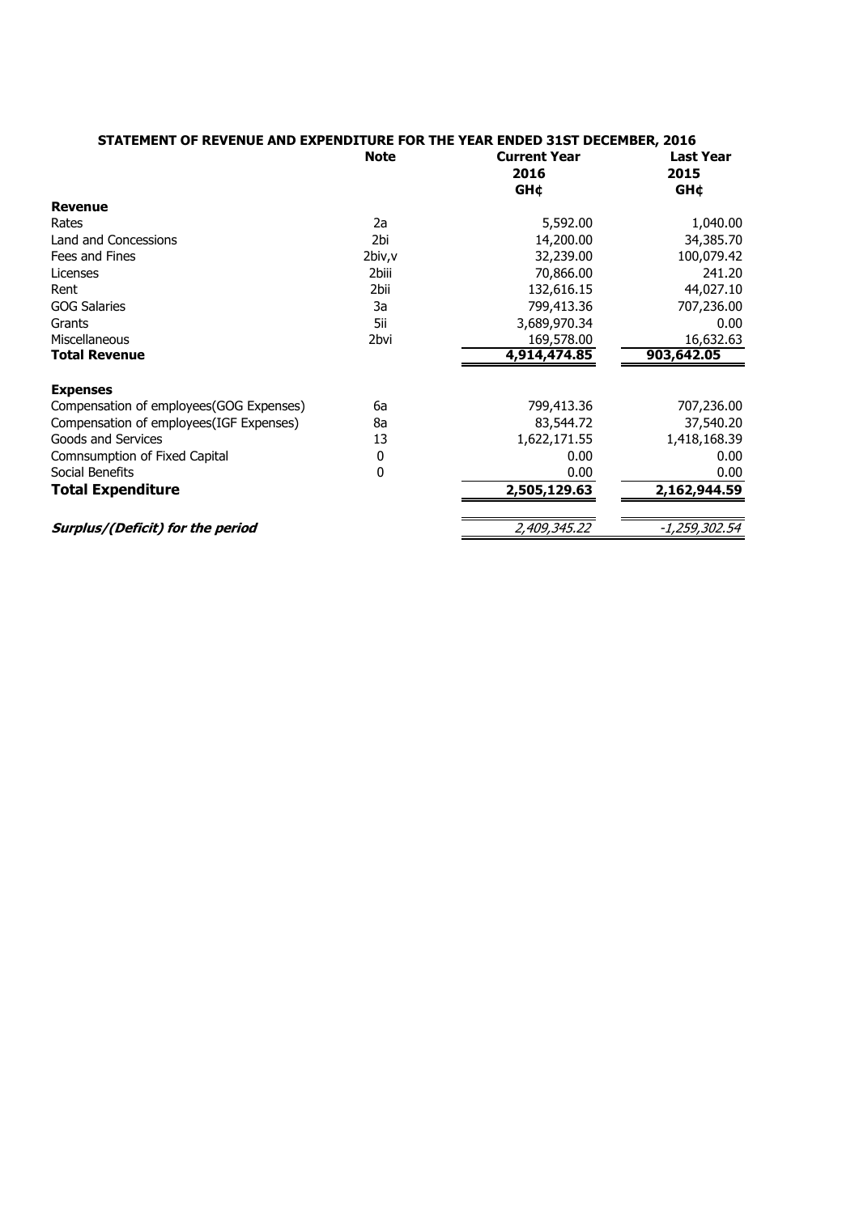## STATEMENT OF REVENUE AND EXPENDITURE FOR THE YEAR ENDED 31ST DECEMBER, 2016

| | Note | Current Year 2016 GH¢ | Last Year 2015 GH¢ |
|---|---|---|---|
| **Revenue** | | | |
| Rates | 2a | 5,592.00 | 1,040.00 |
| Land and Concessions | 2bi | 14,200.00 | 34,385.70 |
| Fees and Fines | 2biv,v | 32,239.00 | 100,079.42 |
| Licenses | 2biii | 70,866.00 | 241.20 |
| Rent | 2bii | 132,616.15 | 44,027.10 |
| GOG Salaries | 3a | 799,413.36 | 707,236.00 |
| Grants | 5ii | 3,689,970.34 | 0.00 |
| Miscellaneous | 2bvi | 169,578.00 | 16,632.63 |
| **Total Revenue** | | **4,914,474.85** | **903,642.05** |
| **Expenses** | | | |
| Compensation of employees(GOG Expenses) | 6a | 799,413.36 | 707,236.00 |
| Compensation of employees(IGF Expenses) | 8a | 83,544.72 | 37,540.20 |
| Goods and Services | 13 | 1,622,171.55 | 1,418,168.39 |
| Comnsumption of Fixed Capital | 0 | 0.00 | 0.00 |
| Social Benefits | 0 | 0.00 | 0.00 |
| **Total Expenditure** | | **2,505,129.63** | **2,162,944.59** |
| ***Surplus/(Deficit) for the period*** | | *2,409,345.22* | *-1,259,302.54* |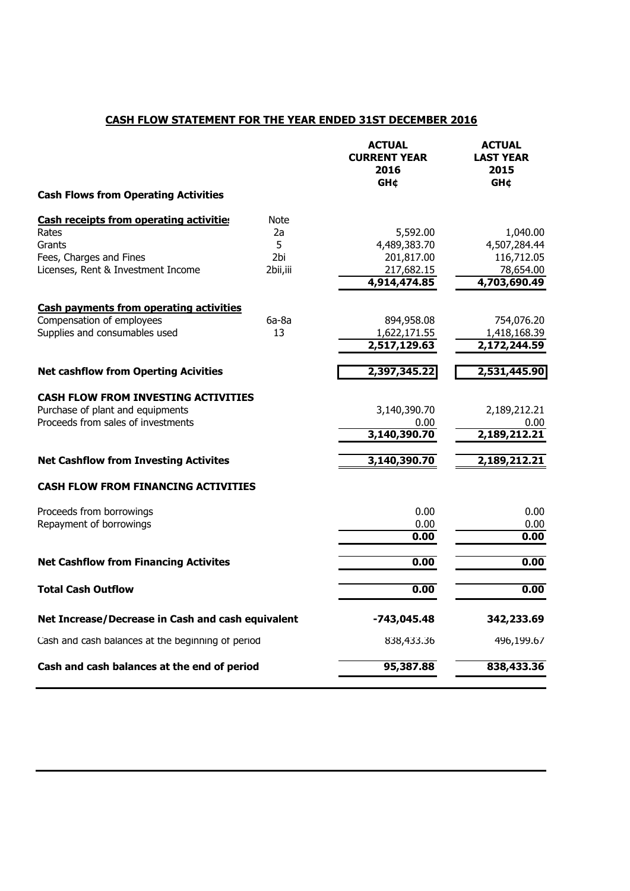## CASH FLOW STATEMENT FOR THE YEAR ENDED 31ST DECEMBER 2016

| | | ACTUAL CURRENT YEAR 2016 GH¢ | ACTUAL LAST YEAR 2015 GH¢ |
|---|---|---|---|
| **Cash Flows from Operating Activities** | | | |
| **Cash receipts from operating activities** | Note | | |
| Rates | 2a | 5,592.00 | 1,040.00 |
| Grants | 5 | 4,489,383.70 | 4,507,284.44 |
| Fees, Charges and Fines | 2bi | 201,817.00 | 116,712.05 |
| Licenses, Rent & Investment Income | 2bii,iii | 217,682.15 | 78,654.00 |
| | | **4,914,474.85** | **4,703,690.49** |
| **Cash payments from operating activities** | | | |
| Compensation of employees | 6a-8a | 894,958.08 | 754,076.20 |
| Supplies and consumables used | 13 | 1,622,171.55 | 1,418,168.39 |
| | | **2,517,129.63** | **2,172,244.59** |
| **Net cashflow from Operting Acivities** | | **2,397,345.22** | **2,531,445.90** |
| **CASH FLOW FROM INVESTING ACTIVITIES** | | | |
| Purchase of plant and equipments | | 3,140,390.70 | 2,189,212.21 |
| Proceeds from sales of investments | | 0.00 | 0.00 |
| | | **3,140,390.70** | **2,189,212.21** |
| **Net Cashflow from Investing Activites** | | **3,140,390.70** | **2,189,212.21** |
| **CASH FLOW FROM FINANCING ACTIVITIES** | | | |
| Proceeds from borrowings | | 0.00 | 0.00 |
| Repayment of borrowings | | 0.00 | 0.00 |
| | | **0.00** | **0.00** |
| **Net Cashflow from Financing Activites** | | **0.00** | **0.00** |
| **Total Cash Outflow** | | **0.00** | **0.00** |
| **Net Increase/Decrease in Cash and cash equivalent** | | **-743,045.48** | **342,233.69** |
| Cash and cash balances at the beginning of period | | 838,433.36 | 496,199.67 |
| **Cash and cash balances at the end of period** | | **95,387.88** | **838,433.36** |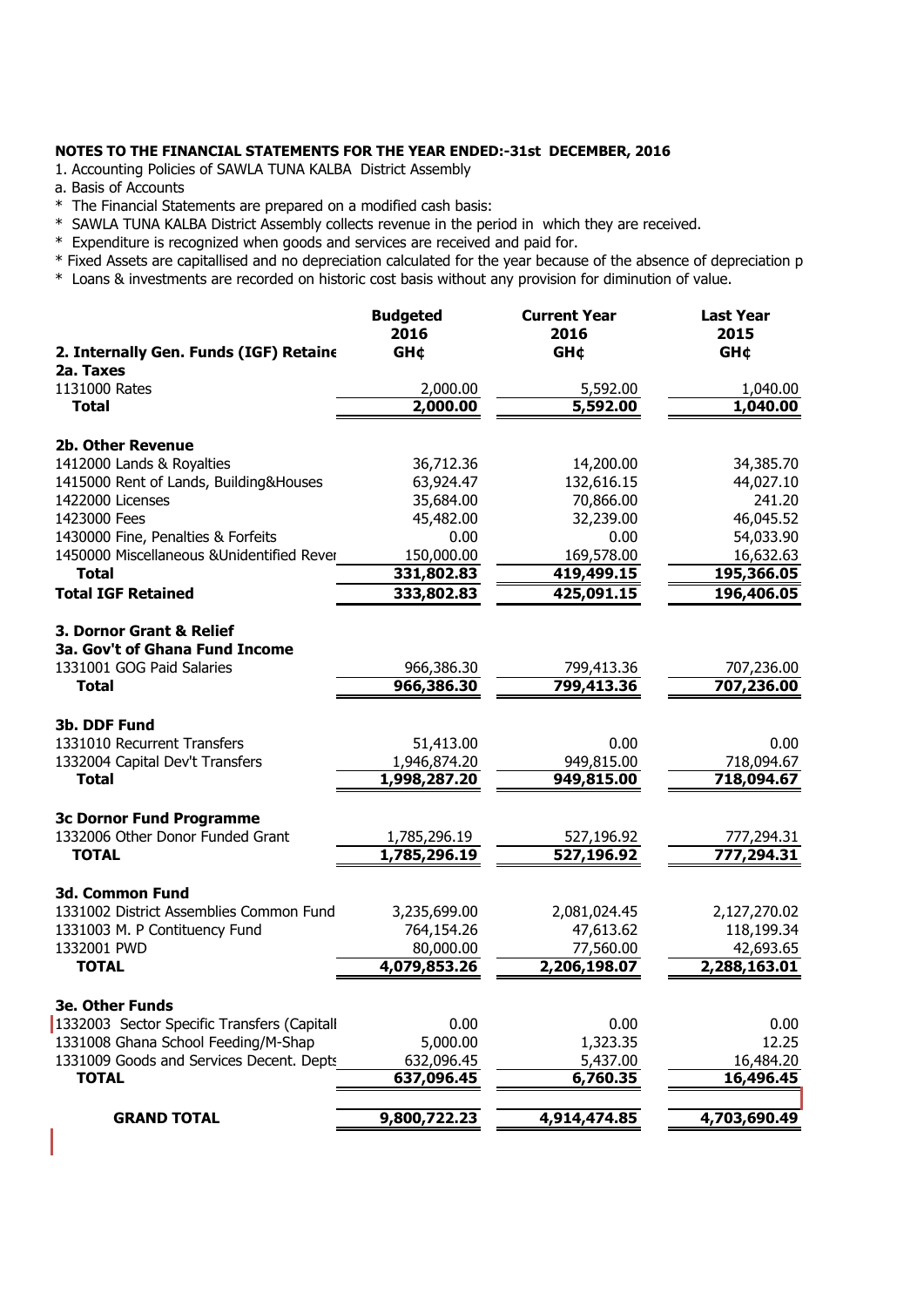**NOTES TO THE FINANCIAL STATEMENTS FOR THE YEAR ENDED:-31st DECEMBER, 2016**

1. Accounting Policies of SAWLA TUNA KALBA District Assembly

a. Basis of Accounts

* The Financial Statements are prepared on a modified cash basis:
* SAWLA TUNA KALBA District Assembly collects revenue in the period in which they are received.
* Expenditure is recognized when goods and services are received and paid for.
* Fixed Assets are capitallised and no depreciation calculated for the year because of the absence of depreciation p
* Loans & investments are recorded on historic cost basis without any provision for diminution of value.

| **2. Internally Gen. Funds (IGF) Retaine** | **Budgeted 2016 GH¢** | **Current Year 2016 GH¢** | **Last Year 2015 GH¢** |
|---|---|---|---|
| **2a. Taxes** | | | |
| 1131000 Rates | 2,000.00 | 5,592.00 | 1,040.00 |
| **Total** | **2,000.00** | **5,592.00** | **1,040.00** |
| | | | |
| **2b. Other Revenue** | | | |
| 1412000 Lands & Royalties | 36,712.36 | 14,200.00 | 34,385.70 |
| 1415000 Rent of Lands, Building&Houses | 63,924.47 | 132,616.15 | 44,027.10 |
| 1422000 Licenses | 35,684.00 | 70,866.00 | 241.20 |
| 1423000 Fees | 45,482.00 | 32,239.00 | 46,045.52 |
| 1430000 Fine, Penalties & Forfeits | 0.00 | 0.00 | 54,033.90 |
| 1450000 Miscellaneous &Unidentified Rever | 150,000.00 | 169,578.00 | 16,632.63 |
| **Total** | **331,802.83** | **419,499.15** | **195,366.05** |
| **Total IGF Retained** | **333,802.83** | **425,091.15** | **196,406.05** |
| | | | |
| **3. Dornor Grant & Relief** | | | |
| **3a. Gov't of Ghana Fund Income** | | | |
| 1331001 GOG Paid Salaries | 966,386.30 | 799,413.36 | 707,236.00 |
| **Total** | **966,386.30** | **799,413.36** | **707,236.00** |
| | | | |
| **3b. DDF Fund** | | | |
| 1331010 Recurrent Transfers | 51,413.00 | 0.00 | 0.00 |
| 1332004 Capital Dev't Transfers | 1,946,874.20 | 949,815.00 | 718,094.67 |
| **Total** | **1,998,287.20** | **949,815.00** | **718,094.67** |
| | | | |
| **3c Dornor Fund Programme** | | | |
| 1332006 Other Donor Funded Grant | 1,785,296.19 | 527,196.92 | 777,294.31 |
| **TOTAL** | **1,785,296.19** | **527,196.92** | **777,294.31** |
| | | | |
| **3d. Common Fund** | | | |
| 1331002 District Assemblies Common Fund | 3,235,699.00 | 2,081,024.45 | 2,127,270.02 |
| 1331003 M. P Contituency Fund | 764,154.26 | 47,613.62 | 118,199.34 |
| 1332001 PWD | 80,000.00 | 77,560.00 | 42,693.65 |
| **TOTAL** | **4,079,853.26** | **2,206,198.07** | **2,288,163.01** |
| | | | |
| **3e. Other Funds** | | | |
| 1332003 Sector Specific Transfers (Capitall | 0.00 | 0.00 | 0.00 |
| 1331008 Ghana School Feeding/M-Shap | 5,000.00 | 1,323.35 | 12.25 |
| 1331009 Goods and Services Decent. Depts | 632,096.45 | 5,437.00 | 16,484.20 |
| **TOTAL** | **637,096.45** | **6,760.35** | **16,496.45** |
| | | | |
| **GRAND TOTAL** | **9,800,722.23** | **4,914,474.85** | **4,703,690.49** |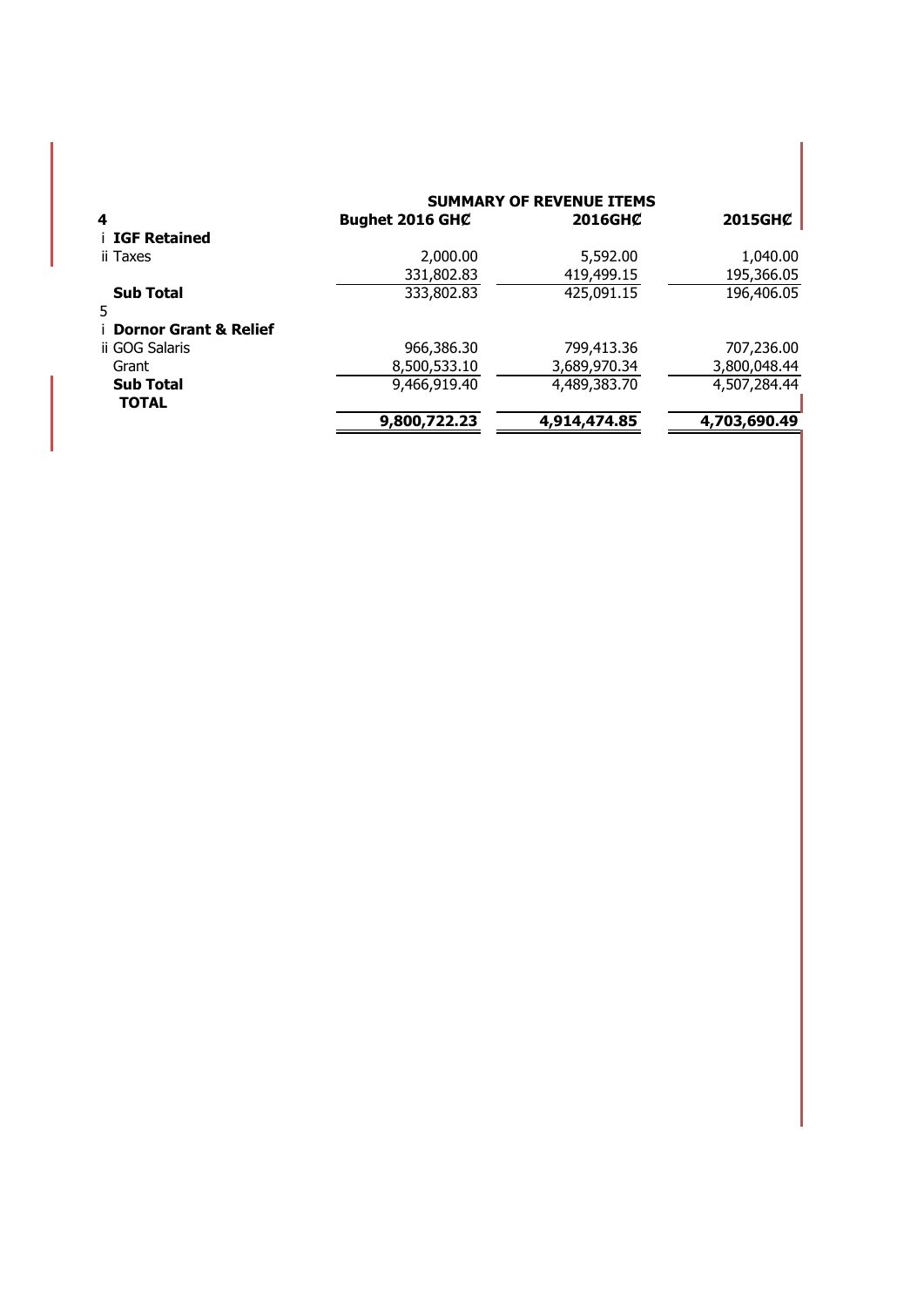## SUMMARY OF REVENUE ITEMS

| 4 | Bughet 2016 GH₵ | 2016GH₵ | 2015GH₵ |
|---|---|---|---|
| i **IGF Retained** | | | |
| ii Taxes | 2,000.00 | 5,592.00 | 1,040.00 |
| | 331,802.83 | 419,499.15 | 195,366.05 |
| **Sub Total** | 333,802.83 | 425,091.15 | 196,406.05 |
| 5 | | | |
| i **Dornor Grant & Relief** | | | |
| ii GOG Salaris | 966,386.30 | 799,413.36 | 707,236.00 |
| Grant | 8,500,533.10 | 3,689,970.34 | 3,800,048.44 |
| **Sub Total** | 9,466,919.40 | 4,489,383.70 | 4,507,284.44 |
| **TOTAL** | | | |
| | **9,800,722.23** | **4,914,474.85** | **4,703,690.49** |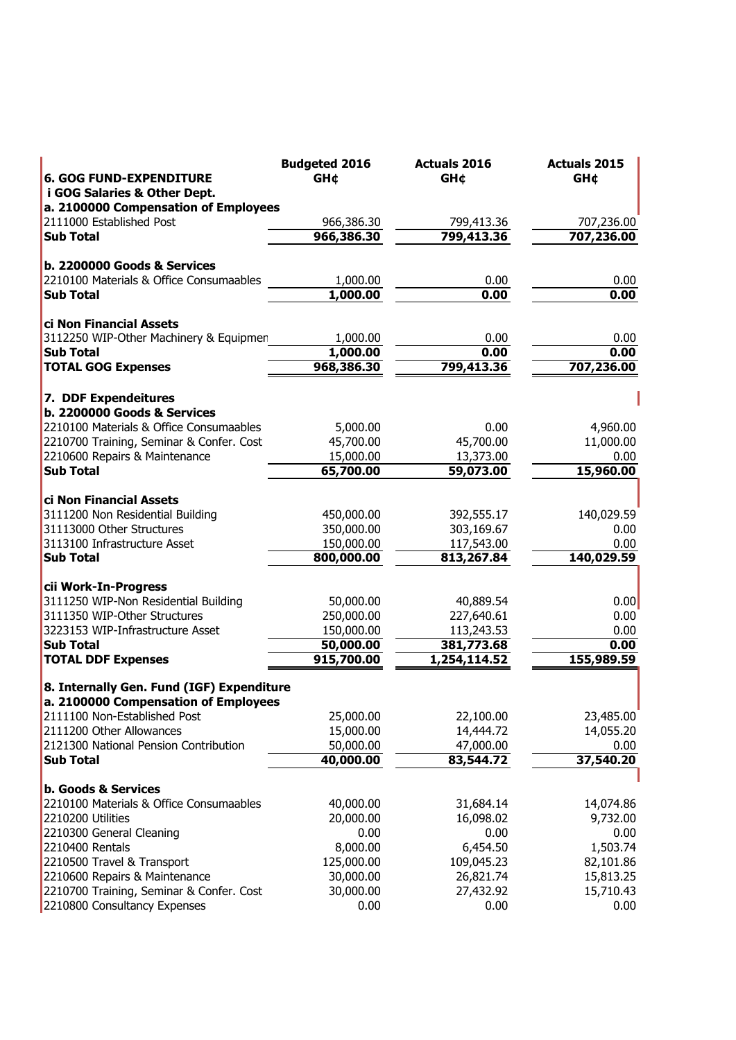| 6. GOG FUND-EXPENDITURE | Budgeted 2016 GH¢ | Actuals 2016 GH¢ | Actuals 2015 GH¢ |
|---|---|---|---|
| **i GOG Salaries & Other Dept.** | | | |
| **a. 2100000 Compensation of Employees** | | | |
| 2111000 Established Post | 966,386.30 | 799,413.36 | 707,236.00 |
| **Sub Total** | **966,386.30** | **799,413.36** | **707,236.00** |
| | | | |
| **b. 2200000 Goods & Services** | | | |
| 2210100 Materials & Office Consumaables | 1,000.00 | 0.00 | 0.00 |
| **Sub Total** | **1,000.00** | **0.00** | **0.00** |
| | | | |
| **ci Non Financial Assets** | | | |
| 3112250 WIP-Other Machinery & Equipmen | 1,000.00 | 0.00 | 0.00 |
| **Sub Total** | **1,000.00** | **0.00** | **0.00** |
| **TOTAL GOG Expenses** | **968,386.30** | **799,413.36** | **707,236.00** |
| | | | |
| **7. DDF Expendeitures** | | | |
| **b. 2200000 Goods & Services** | | | |
| 2210100 Materials & Office Consumaables | 5,000.00 | 0.00 | 4,960.00 |
| 2210700 Training, Seminar & Confer. Cost | 45,700.00 | 45,700.00 | 11,000.00 |
| 2210600 Repairs & Maintenance | 15,000.00 | 13,373.00 | 0.00 |
| **Sub Total** | **65,700.00** | **59,073.00** | **15,960.00** |
| | | | |
| **ci Non Financial Assets** | | | |
| 3111200 Non Residential Building | 450,000.00 | 392,555.17 | 140,029.59 |
| 31113000 Other Structures | 350,000.00 | 303,169.67 | 0.00 |
| 3113100 Infrastructure Asset | 150,000.00 | 117,543.00 | 0.00 |
| **Sub Total** | **800,000.00** | **813,267.84** | **140,029.59** |
| | | | |
| **cii Work-In-Progress** | | | |
| 3111250 WIP-Non Residential Building | 50,000.00 | 40,889.54 | 0.00 |
| 3111350 WIP-Other Structures | 250,000.00 | 227,640.61 | 0.00 |
| 3223153 WIP-Infrastructure Asset | 150,000.00 | 113,243.53 | 0.00 |
| **Sub Total** | **50,000.00** | **381,773.68** | **0.00** |
| **TOTAL DDF Expenses** | **915,700.00** | **1,254,114.52** | **155,989.59** |
| | | | |
| **8. Internally Gen. Fund (IGF) Expenditure** | | | |
| **a. 2100000 Compensation of Employees** | | | |
| 2111100 Non-Established Post | 25,000.00 | 22,100.00 | 23,485.00 |
| 2111200 Other Allowances | 15,000.00 | 14,444.72 | 14,055.20 |
| 2121300 National Pension Contribution | 50,000.00 | 47,000.00 | 0.00 |
| **Sub Total** | **40,000.00** | **83,544.72** | **37,540.20** |
| | | | |
| **b. Goods & Services** | | | |
| 2210100 Materials & Office Consumaables | 40,000.00 | 31,684.14 | 14,074.86 |
| 2210200 Utilities | 20,000.00 | 16,098.02 | 9,732.00 |
| 2210300 General Cleaning | 0.00 | 0.00 | 0.00 |
| 2210400 Rentals | 8,000.00 | 6,454.50 | 1,503.74 |
| 2210500 Travel & Transport | 125,000.00 | 109,045.23 | 82,101.86 |
| 2210600 Repairs & Maintenance | 30,000.00 | 26,821.74 | 15,813.25 |
| 2210700 Training, Seminar & Confer. Cost | 30,000.00 | 27,432.92 | 15,710.43 |
| 2210800 Consultancy Expenses | 0.00 | 0.00 | 0.00 |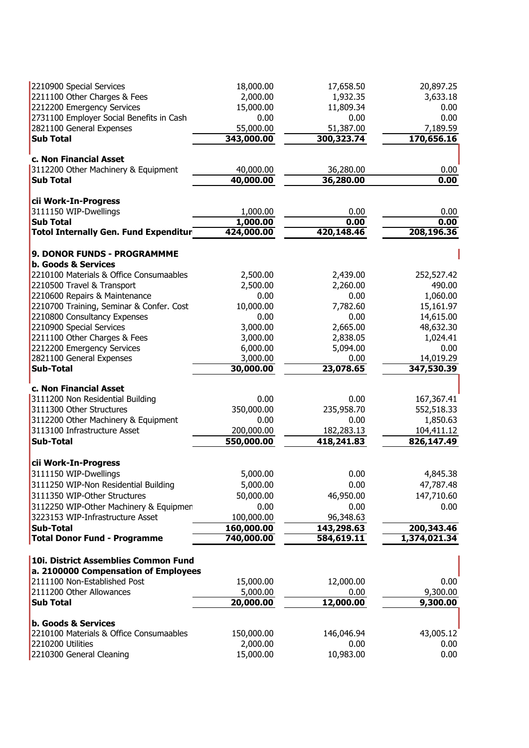| | | | |
|---|---|---|---|
| 2210900 Special Services | 18,000.00 | 17,658.50 | 20,897.25 |
| 2211100 Other Charges & Fees | 2,000.00 | 1,932.35 | 3,633.18 |
| 2212200 Emergency Services | 15,000.00 | 11,809.34 | 0.00 |
| 2731100 Employer Social Benefits in Cash | 0.00 | 0.00 | 0.00 |
| 2821100 General Expenses | 55,000.00 | 51,387.00 | 7,189.59 |
| **Sub Total** | **343,000.00** | **300,323.74** | **170,656.16** |
| | | | |
| **c. Non Financial Asset** | | | |
| 3112200 Other Machinery & Equipment | 40,000.00 | 36,280.00 | 0.00 |
| **Sub Total** | **40,000.00** | **36,280.00** | **0.00** |
| | | | |
| **cii Work-In-Progress** | | | |
| 3111150 WIP-Dwellings | 1,000.00 | 0.00 | 0.00 |
| **Sub Total** | **1,000.00** | **0.00** | **0.00** |
| **Totol Internally Gen. Fund Expenditur** | **424,000.00** | **420,148.46** | **208,196.36** |
| | | | |
| **9. DONOR FUNDS - PROGRAMMME** | | | |
| **b. Goods & Services** | | | |
| 2210100 Materials & Office Consumaables | 2,500.00 | 2,439.00 | 252,527.42 |
| 2210500 Travel & Transport | 2,500.00 | 2,260.00 | 490.00 |
| 2210600 Repairs & Maintenance | 0.00 | 0.00 | 1,060.00 |
| 2210700 Training, Seminar & Confer. Cost | 10,000.00 | 7,782.60 | 15,161.97 |
| 2210800 Consultancy Expenses | 0.00 | 0.00 | 14,615.00 |
| 2210900 Special Services | 3,000.00 | 2,665.00 | 48,632.30 |
| 2211100 Other Charges & Fees | 3,000.00 | 2,838.05 | 1,024.41 |
| 2212200 Emergency Services | 6,000.00 | 5,094.00 | 0.00 |
| 2821100 General Expenses | 3,000.00 | 0.00 | 14,019.29 |
| **Sub-Total** | **30,000.00** | **23,078.65** | **347,530.39** |
| | | | |
| **c. Non Financial Asset** | | | |
| 3111200 Non Residential Building | 0.00 | 0.00 | 167,367.41 |
| 3111300 Other Structures | 350,000.00 | 235,958.70 | 552,518.33 |
| 3112200 Other Machinery & Equipment | 0.00 | 0.00 | 1,850.63 |
| 3113100 Infrastructure Asset | 200,000.00 | 182,283.13 | 104,411.12 |
| **Sub-Total** | **550,000.00** | **418,241.83** | **826,147.49** |
| | | | |
| **cii Work-In-Progress** | | | |
| 3111150 WIP-Dwellings | 5,000.00 | 0.00 | 4,845.38 |
| 3111250 WIP-Non Residential Building | 5,000.00 | 0.00 | 47,787.48 |
| 3111350 WIP-Other Structures | 50,000.00 | 46,950.00 | 147,710.60 |
| 3112250 WIP-Other Machinery & Equipmen | 0.00 | 0.00 | 0.00 |
| 3223153 WIP-Infrastructure Asset | 100,000.00 | 96,348.63 | |
| **Sub-Total** | **160,000.00** | **143,298.63** | **200,343.46** |
| **Total Donor Fund - Programme** | **740,000.00** | **584,619.11** | **1,374,021.34** |
| | | | |
| **10i. District Assemblies Common Fund** | | | |
| **a. 2100000 Compensation of Employees** | | | |
| 2111100 Non-Established Post | 15,000.00 | 12,000.00 | 0.00 |
| 2111200 Other Allowances | 5,000.00 | 0.00 | 9,300.00 |
| **Sub Total** | **20,000.00** | **12,000.00** | **9,300.00** |
| | | | |
| **b. Goods & Services** | | | |
| 2210100 Materials & Office Consumaables | 150,000.00 | 146,046.94 | 43,005.12 |
| 2210200 Utilities | 2,000.00 | 0.00 | 0.00 |
| 2210300 General Cleaning | 15,000.00 | 10,983.00 | 0.00 |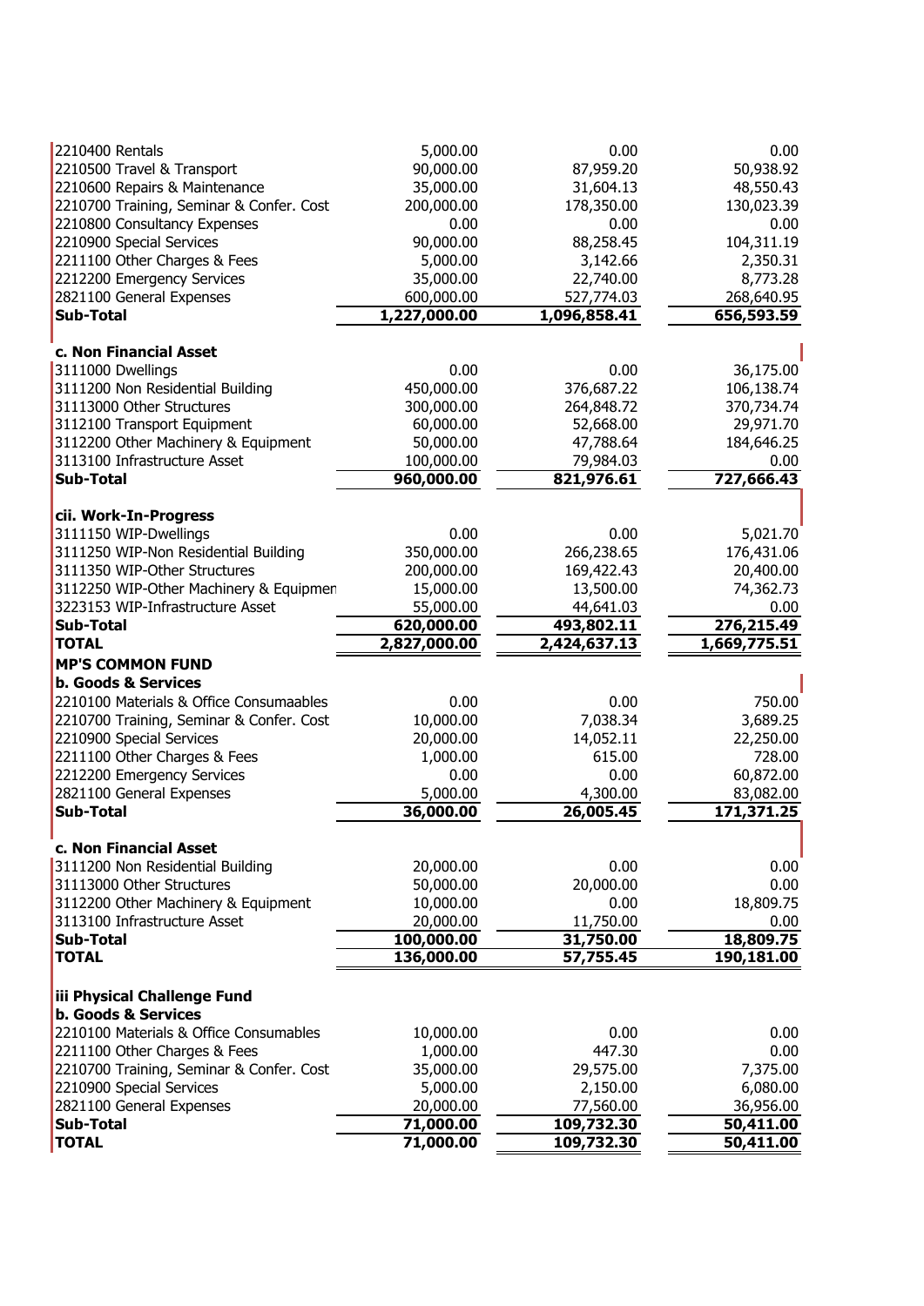| | | | |
|---|---|---|---|
| 2210400 Rentals | 5,000.00 | 0.00 | 0.00 |
| 2210500 Travel & Transport | 90,000.00 | 87,959.20 | 50,938.92 |
| 2210600 Repairs & Maintenance | 35,000.00 | 31,604.13 | 48,550.43 |
| 2210700 Training, Seminar & Confer. Cost | 200,000.00 | 178,350.00 | 130,023.39 |
| 2210800 Consultancy Expenses | 0.00 | 0.00 | 0.00 |
| 2210900 Special Services | 90,000.00 | 88,258.45 | 104,311.19 |
| 2211100 Other Charges & Fees | 5,000.00 | 3,142.66 | 2,350.31 |
| 2212200 Emergency Services | 35,000.00 | 22,740.00 | 8,773.28 |
| 2821100 General Expenses | 600,000.00 | 527,774.03 | 268,640.95 |
| **Sub-Total** | **1,227,000.00** | **1,096,858.41** | **656,593.59** |
| | | | |
| **c. Non Financial Asset** | | | |
| 3111000 Dwellings | 0.00 | 0.00 | 36,175.00 |
| 3111200 Non Residential Building | 450,000.00 | 376,687.22 | 106,138.74 |
| 31113000 Other Structures | 300,000.00 | 264,848.72 | 370,734.74 |
| 3112100 Transport Equipment | 60,000.00 | 52,668.00 | 29,971.70 |
| 3112200 Other Machinery & Equipment | 50,000.00 | 47,788.64 | 184,646.25 |
| 3113100 Infrastructure Asset | 100,000.00 | 79,984.03 | 0.00 |
| **Sub-Total** | **960,000.00** | **821,976.61** | **727,666.43** |
| | | | |
| **cii. Work-In-Progress** | | | |
| 3111150 WIP-Dwellings | 0.00 | 0.00 | 5,021.70 |
| 3111250 WIP-Non Residential Building | 350,000.00 | 266,238.65 | 176,431.06 |
| 3111350 WIP-Other Structures | 200,000.00 | 169,422.43 | 20,400.00 |
| 3112250 WIP-Other Machinery & Equipmen | 15,000.00 | 13,500.00 | 74,362.73 |
| 3223153 WIP-Infrastructure Asset | 55,000.00 | 44,641.03 | 0.00 |
| **Sub-Total** | **620,000.00** | **493,802.11** | **276,215.49** |
| **TOTAL** | **2,827,000.00** | **2,424,637.13** | **1,669,775.51** |
| **MP'S COMMON FUND** | | | |
| **b. Goods & Services** | | | |
| 2210100 Materials & Office Consumaables | 0.00 | 0.00 | 750.00 |
| 2210700 Training, Seminar & Confer. Cost | 10,000.00 | 7,038.34 | 3,689.25 |
| 2210900 Special Services | 20,000.00 | 14,052.11 | 22,250.00 |
| 2211100 Other Charges & Fees | 1,000.00 | 615.00 | 728.00 |
| 2212200 Emergency Services | 0.00 | 0.00 | 60,872.00 |
| 2821100 General Expenses | 5,000.00 | 4,300.00 | 83,082.00 |
| **Sub-Total** | **36,000.00** | **26,005.45** | **171,371.25** |
| | | | |
| **c. Non Financial Asset** | | | |
| 3111200 Non Residential Building | 20,000.00 | 0.00 | 0.00 |
| 31113000 Other Structures | 50,000.00 | 20,000.00 | 0.00 |
| 3112200 Other Machinery & Equipment | 10,000.00 | 0.00 | 18,809.75 |
| 3113100 Infrastructure Asset | 20,000.00 | 11,750.00 | 0.00 |
| **Sub-Total** | **100,000.00** | **31,750.00** | **18,809.75** |
| **TOTAL** | **136,000.00** | **57,755.45** | **190,181.00** |
| | | | |
| **iii Physical Challenge Fund** | | | |
| **b. Goods & Services** | | | |
| 2210100 Materials & Office Consumables | 10,000.00 | 0.00 | 0.00 |
| 2211100 Other Charges & Fees | 1,000.00 | 447.30 | 0.00 |
| 2210700 Training, Seminar & Confer. Cost | 35,000.00 | 29,575.00 | 7,375.00 |
| 2210900 Special Services | 5,000.00 | 2,150.00 | 6,080.00 |
| 2821100 General Expenses | 20,000.00 | 77,560.00 | 36,956.00 |
| **Sub-Total** | **71,000.00** | **109,732.30** | **50,411.00** |
| **TOTAL** | **71,000.00** | **109,732.30** | **50,411.00** |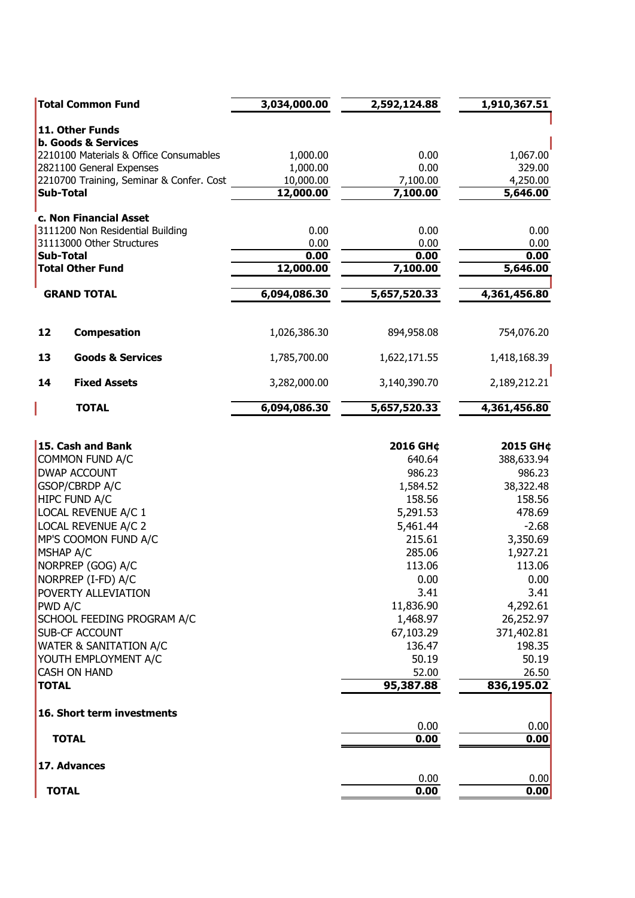| | | | |
|---|---|---|---|
| **Total Common Fund** | **3,034,000.00** | **2,592,124.88** | **1,910,367.51** |
| **11. Other Funds** | | | |
| **b. Goods & Services** | | | |
| 2210100 Materials & Office Consumables | 1,000.00 | 0.00 | 1,067.00 |
| 2821100 General Expenses | 1,000.00 | 0.00 | 329.00 |
| 2210700 Training, Seminar & Confer. Cost | 10,000.00 | 7,100.00 | 4,250.00 |
| **Sub-Total** | **12,000.00** | **7,100.00** | **5,646.00** |
| **c. Non Financial Asset** | | | |
| 3111200 Non Residential Building | 0.00 | 0.00 | 0.00 |
| 31113000 Other Structures | 0.00 | 0.00 | 0.00 |
| **Sub-Total** | **0.00** | **0.00** | **0.00** |
| **Total Other Fund** | **12,000.00** | **7,100.00** | **5,646.00** |
| **GRAND TOTAL** | **6,094,086.30** | **5,657,520.33** | **4,361,456.80** |

| | | | | |
|---|---|---|---|---|
| **12** | **Compesation** | 1,026,386.30 | 894,958.08 | 754,076.20 |
| **13** | **Goods & Services** | 1,785,700.00 | 1,622,171.55 | 1,418,168.39 |
| **14** | **Fixed Assets** | 3,282,000.00 | 3,140,390.70 | 2,189,212.21 |
| | **TOTAL** | **6,094,086.30** | **5,657,520.33** | **4,361,456.80** |

| **15. Cash and Bank** | **2016 GH¢** | **2015 GH¢** |
|---|---|---|
| COMMON FUND A/C | 640.64 | 388,633.94 |
| DWAP ACCOUNT | 986.23 | 986.23 |
| GSOP/CBRDP A/C | 1,584.52 | 38,322.48 |
| HIPC FUND A/C | 158.56 | 158.56 |
| LOCAL REVENUE A/C 1 | 5,291.53 | 478.69 |
| LOCAL REVENUE A/C 2 | 5,461.44 | -2.68 |
| MP'S COOMON FUND A/C | 215.61 | 3,350.69 |
| MSHAP A/C | 285.06 | 1,927.21 |
| NORPREP (GOG) A/C | 113.06 | 113.06 |
| NORPREP (I-FD) A/C | 0.00 | 0.00 |
| POVERTY ALLEVIATION | 3.41 | 3.41 |
| PWD A/C | 11,836.90 | 4,292.61 |
| SCHOOL FEEDING PROGRAM A/C | 1,468.97 | 26,252.97 |
| SUB-CF ACCOUNT | 67,103.29 | 371,402.81 |
| WATER & SANITATION A/C | 136.47 | 198.35 |
| YOUTH EMPLOYMENT A/C | 50.19 | 50.19 |
| CASH ON HAND | 52.00 | 26.50 |
| **TOTAL** | **95,387.88** | **836,195.02** |

| **16. Short term investments** | | |
|---|---|---|
| | 0.00 | 0.00 |
| **TOTAL** | **0.00** | **0.00** |

| **17. Advances** | | |
|---|---|---|
| | 0.00 | 0.00 |
| **TOTAL** | **0.00** | **0.00** |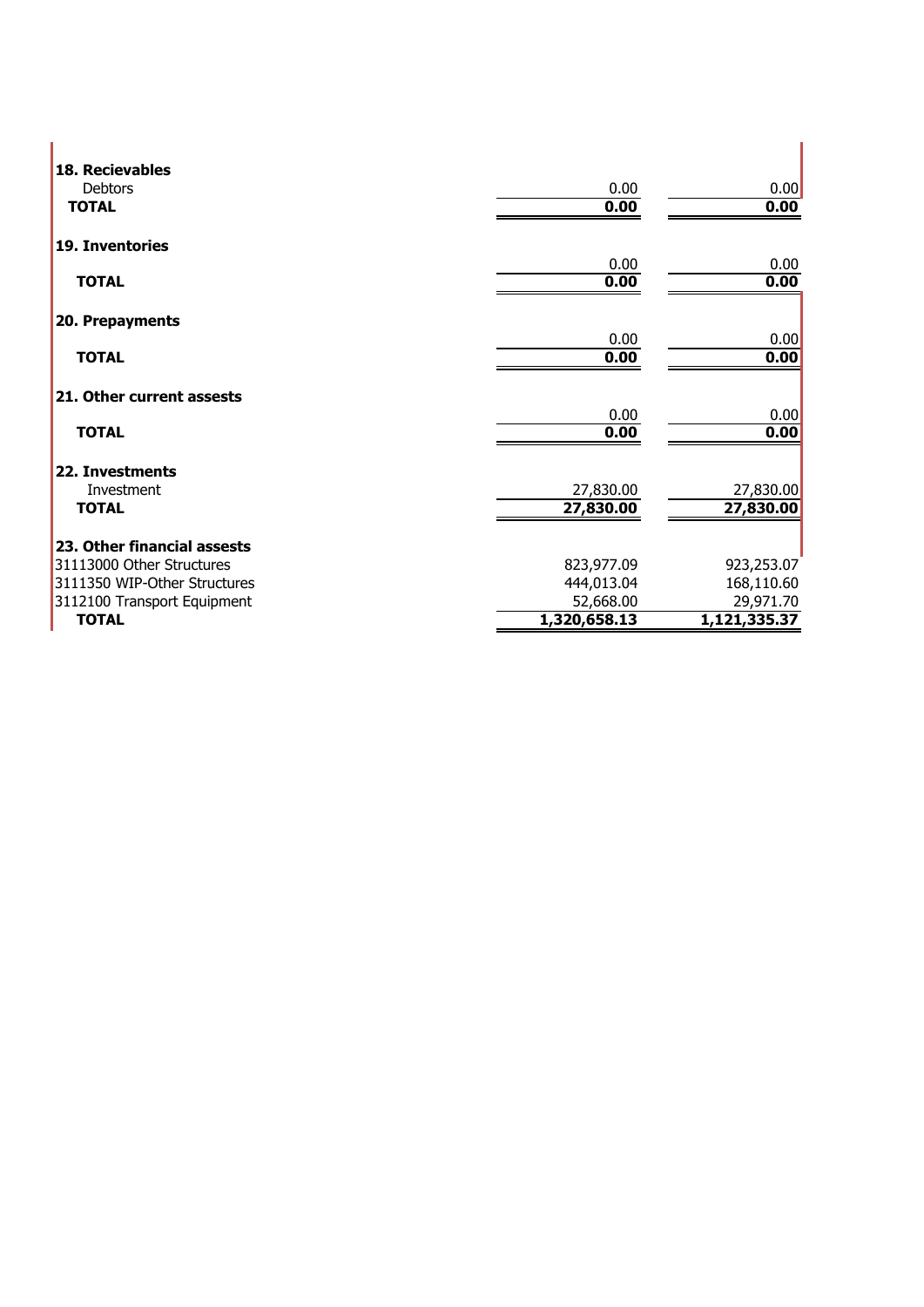| | | |
|---|---|---|
| **18. Recievables** | | |
| Debtors | 0.00 | 0.00 |
| **TOTAL** | **0.00** | **0.00** |
| | | |
| **19. Inventories** | | |
| | 0.00 | 0.00 |
| **TOTAL** | **0.00** | **0.00** |
| | | |
| **20. Prepayments** | | |
| | 0.00 | 0.00 |
| **TOTAL** | **0.00** | **0.00** |
| | | |
| **21. Other current assests** | | |
| | 0.00 | 0.00 |
| **TOTAL** | **0.00** | **0.00** |
| | | |
| **22. Investments** | | |
| Investment | 27,830.00 | 27,830.00 |
| **TOTAL** | **27,830.00** | **27,830.00** |
| | | |
| **23. Other financial assests** | | |
| 31113000 Other Structures | 823,977.09 | 923,253.07 |
| 3111350 WIP-Other Structures | 444,013.04 | 168,110.60 |
| 3112100 Transport Equipment | 52,668.00 | 29,971.70 |
| **TOTAL** | **1,320,658.13** | **1,121,335.37** |